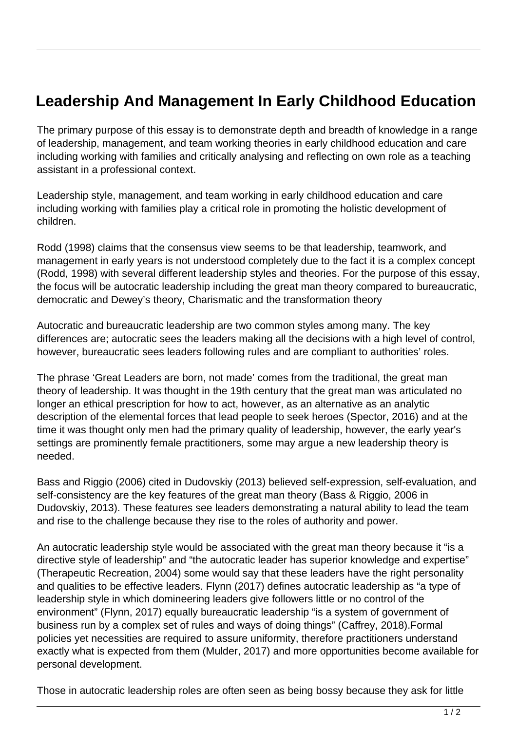# Leadership And Management In Early Childhood Education

The primary purpose of this essay is to demonstrate depth and breadth of knowledge in a range of leadership, management, and team working theories in early childhood education and care including working with families and critically analysing and reflecting on own role as a teaching assistant in a professional context.

Leadership style, management, and team working in early childhood education and care including working with families play a critical role in promoting the holistic development of children.

Rodd (1998) claims that the consensus view seems to be that leadership, teamwork, and management in early years is not understood completely due to the fact it is a complex concept (Rodd, 1998) with several different leadership styles and theories. For the purpose of this essay, the focus will be autocratic leadership including the great man theory compared to bureaucratic, democratic and Dewey's theory, Charismatic and the transformation theory

Autocratic and bureaucratic leadership are two common styles among many. The key differences are; autocratic sees the leaders making all the decisions with a high level of control, however, bureaucratic sees leaders following rules and are compliant to authorities' roles.

The phrase 'Great Leaders are born, not made' comes from the traditional, the great man theory of leadership. It was thought in the 19th century that the great man was articulated no longer an ethical prescription for how to act, however, as an alternative as an analytic description of the elemental forces that lead people to seek heroes (Spector, 2016) and at the time it was thought only men had the primary quality of leadership, however, the early year's settings are prominently female practitioners, some may argue a new leadership theory is needed.

Bass and Riggio (2006) cited in Dudovskiy (2013) believed self-expression, self-evaluation, and self-consistency are the key features of the great man theory (Bass & Riggio, 2006 in Dudovskiy, 2013). These features see leaders demonstrating a natural ability to lead the team and rise to the challenge because they rise to the roles of authority and power.

An autocratic leadership style would be associated with the great man theory because it "is a directive style of leadership" and "the autocratic leader has superior knowledge and expertise" (Therapeutic Recreation, 2004) some would say that these leaders have the right personality and qualities to be effective leaders. Flynn (2017) defines autocratic leadership as "a type of leadership style in which domineering leaders give followers little or no control of the environment" (Flynn, 2017) equally bureaucratic leadership "is a system of government of business run by a complex set of rules and ways of doing things" (Caffrey, 2018).Formal policies yet necessities are required to assure uniformity, therefore practitioners understand exactly what is expected from them (Mulder, 2017) and more opportunities become available for personal development.

Those in autocratic leadership roles are often seen as being bossy because they ask for little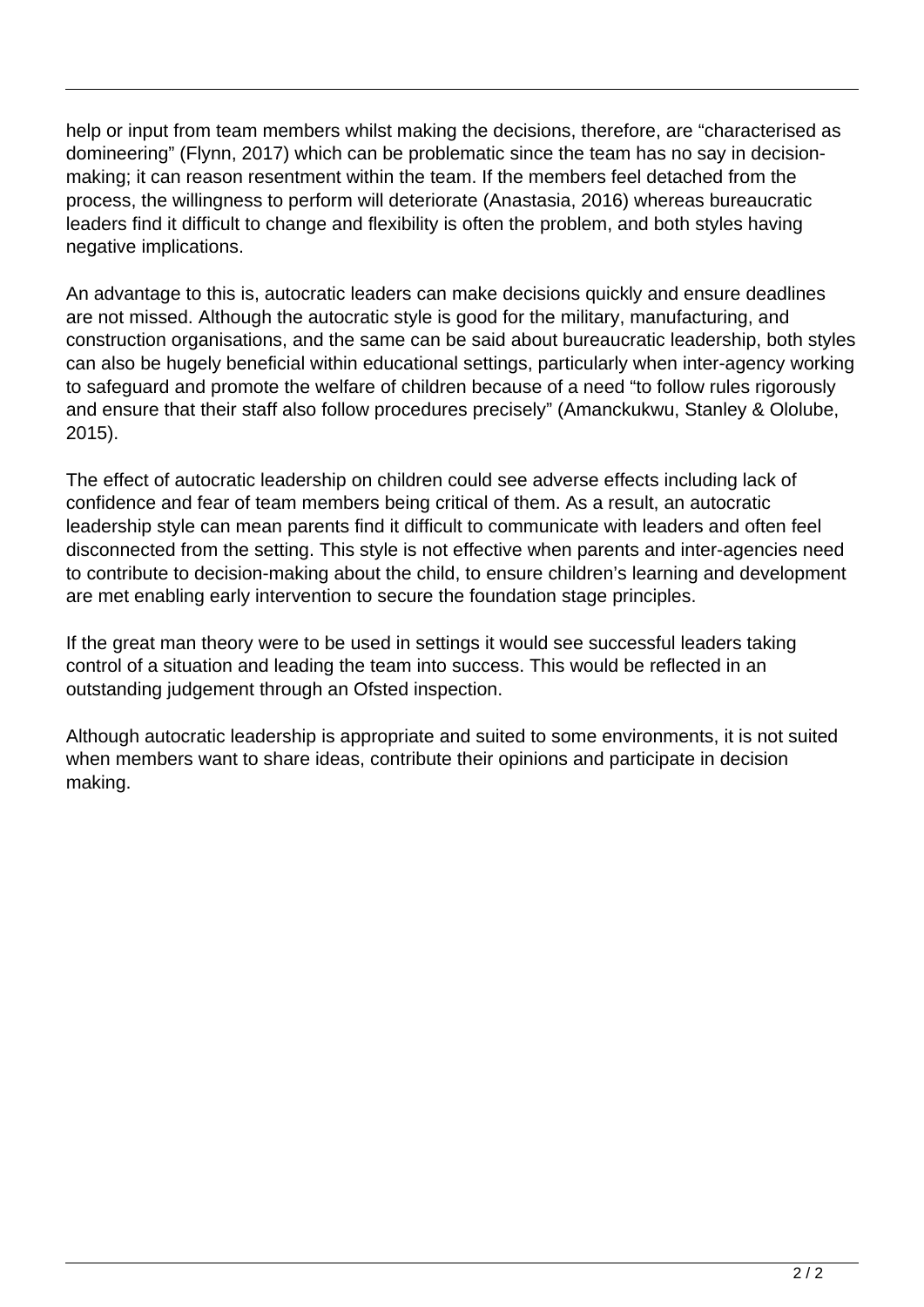help or input from team members whilst making the decisions, therefore, are “characterised as domineering” (Flynn, 2017) which can be problematic since the team has no say in decision-making; it can reason resentment within the team. If the members feel detached from the process, the willingness to perform will deteriorate (Anastasia, 2016) whereas bureaucratic leaders find it difficult to change and flexibility is often the problem, and both styles having negative implications.

An advantage to this is, autocratic leaders can make decisions quickly and ensure deadlines are not missed. Although the autocratic style is good for the military, manufacturing, and construction organisations, and the same can be said about bureaucratic leadership, both styles can also be hugely beneficial within educational settings, particularly when inter-agency working to safeguard and promote the welfare of children because of a need “to follow rules rigorously and ensure that their staff also follow procedures precisely” (Amanckukwu, Stanley & Ololube, 2015).

The effect of autocratic leadership on children could see adverse effects including lack of confidence and fear of team members being critical of them. As a result, an autocratic leadership style can mean parents find it difficult to communicate with leaders and often feel disconnected from the setting. This style is not effective when parents and inter-agencies need to contribute to decision-making about the child, to ensure children’s learning and development are met enabling early intervention to secure the foundation stage principles.

If the great man theory were to be used in settings it would see successful leaders taking control of a situation and leading the team into success. This would be reflected in an outstanding judgement through an Ofsted inspection.

Although autocratic leadership is appropriate and suited to some environments, it is not suited when members want to share ideas, contribute their opinions and participate in decision making.